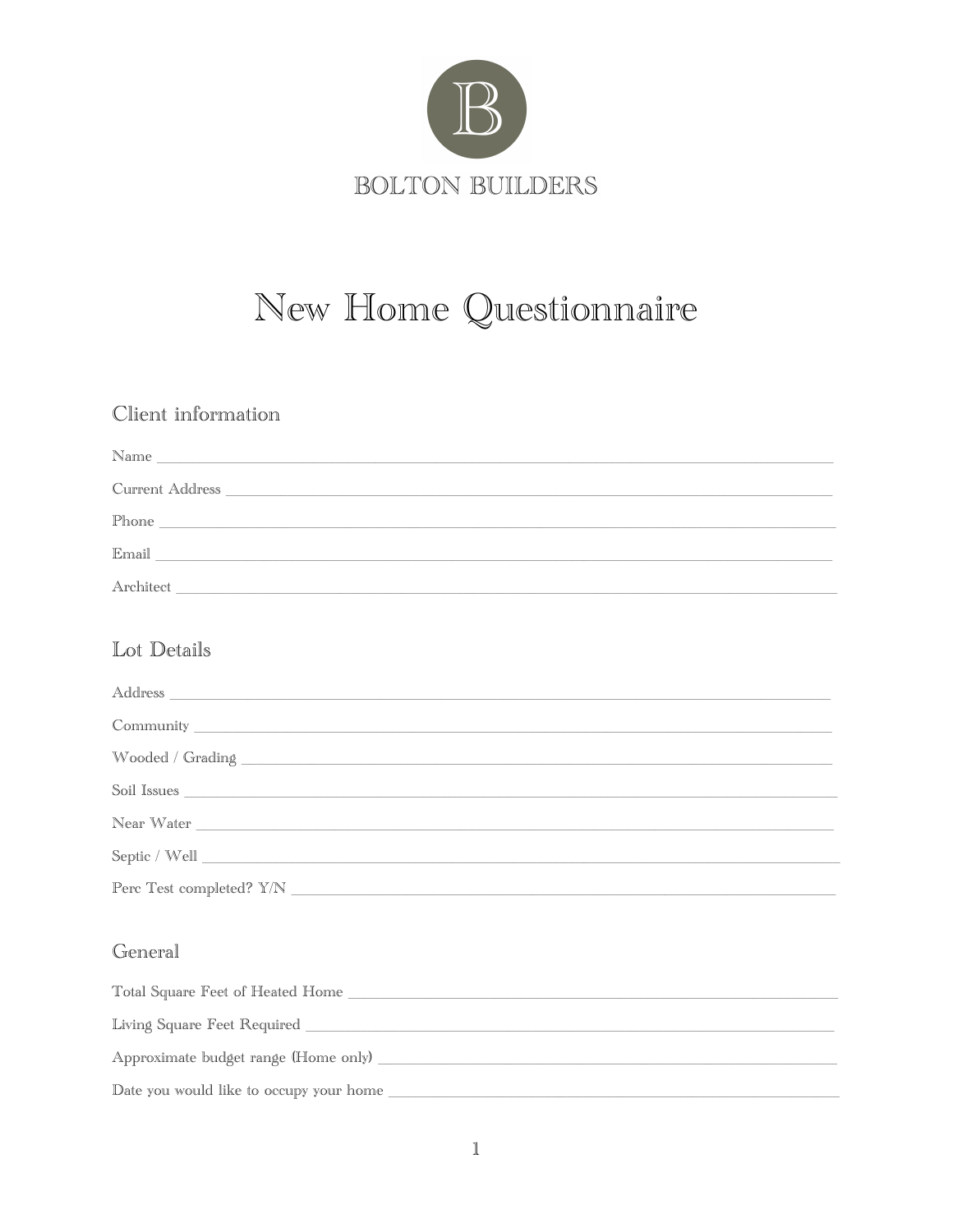BOLTON BUILDERS

# New Home Questionnaire

## Client information

Name ___________________________________________________________________________

Current Address ____________________________________________________________________

Phone ___________________________________________________________________________

Email ___________________________________________________________________________

Architect _________________________________________________________________________

## Lot Details

Address __________________________________________________________________________

Community _______________________________________________________________________

Wooded / Grading __________________________________________________________________

Soil Issues ________________________________________________________________________

Near Water ________________________________________________________________________

Septic / Well ______________________________________________________________________

Perc Test completed? Y/N ___________________________________________________________

## General

Total Square Feet of Heated Home ____________________________________________________

Living Square Feet Required _________________________________________________________

Approximate budget range (Home only) _________________________________________________

Date you would like to occupy your home _______________________________________________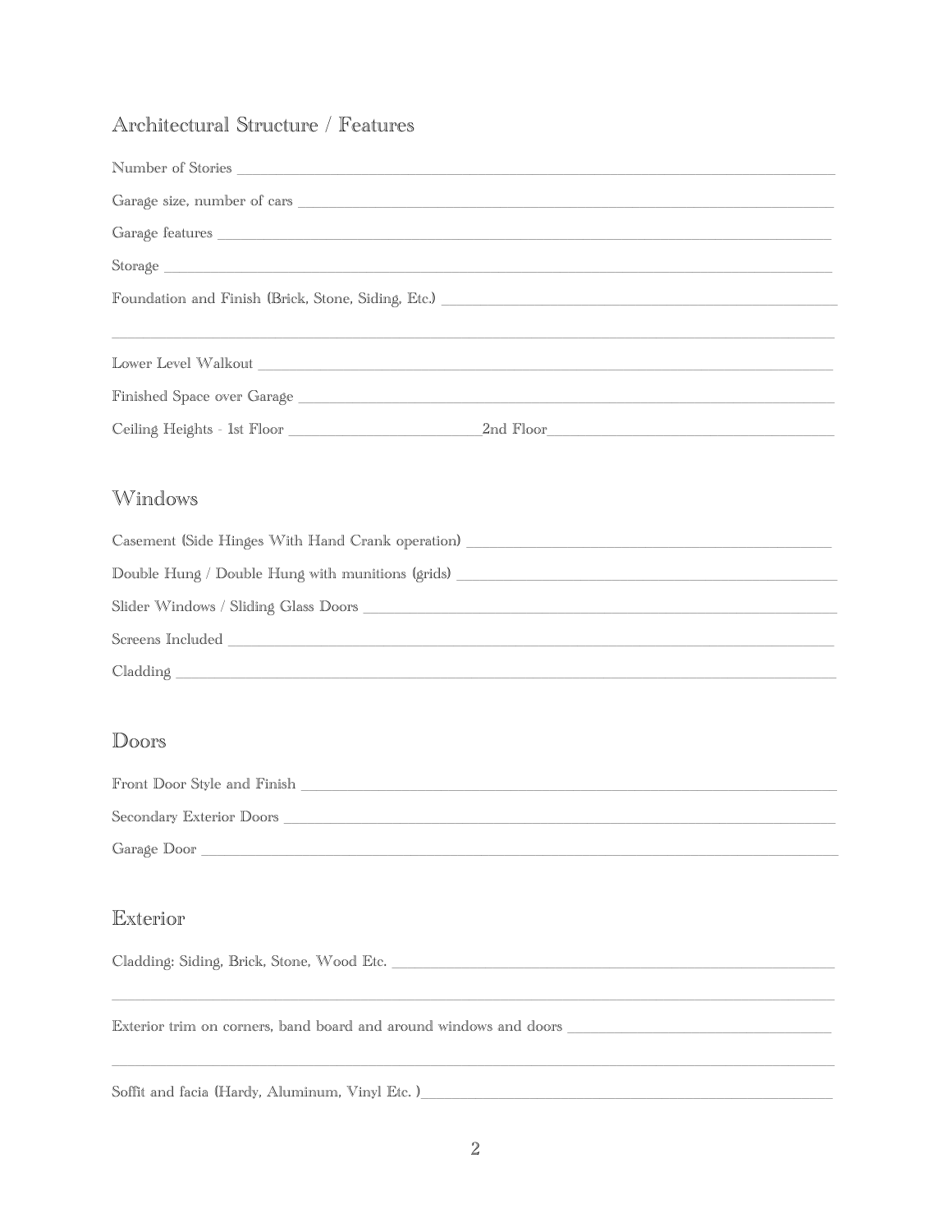## Architectural Structure / Features

Number of Stories ___________________________________________________________

Garage size, number of cars ___________________________________________________

Garage features _______________________________________________________________

Storage ______________________________________________________________________

Foundation and Finish (Brick, Stone, Siding, Etc.) ______________________________

_____________________________________________________________________________

Lower Level Walkout ___________________________________________________________

Finished Space over Garage ____________________________________________________

Ceiling Heights - 1st Floor ____________________2nd Floor_____________________

## Windows

Casement (Side Hinges With Hand Crank operation) ______________________________

Double Hung / Double Hung with munitions (grids) ______________________________

Slider Windows / Sliding Glass Doors _________________________________________

Screens Included ______________________________________________________________

Cladding _____________________________________________________________________

## Doors

Front Door Style and Finish ___________________________________________________

Secondary Exterior Doors ______________________________________________________

Garage Door __________________________________________________________________

## Exterior

Cladding: Siding, Brick, Stone, Wood Etc. ____________________________________

_____________________________________________________________________________

Exterior trim on corners, band board and around windows and doors ______________

_____________________________________________________________________________

Soffit and facia (Hardy, Aluminum, Vinyl Etc. )________________________________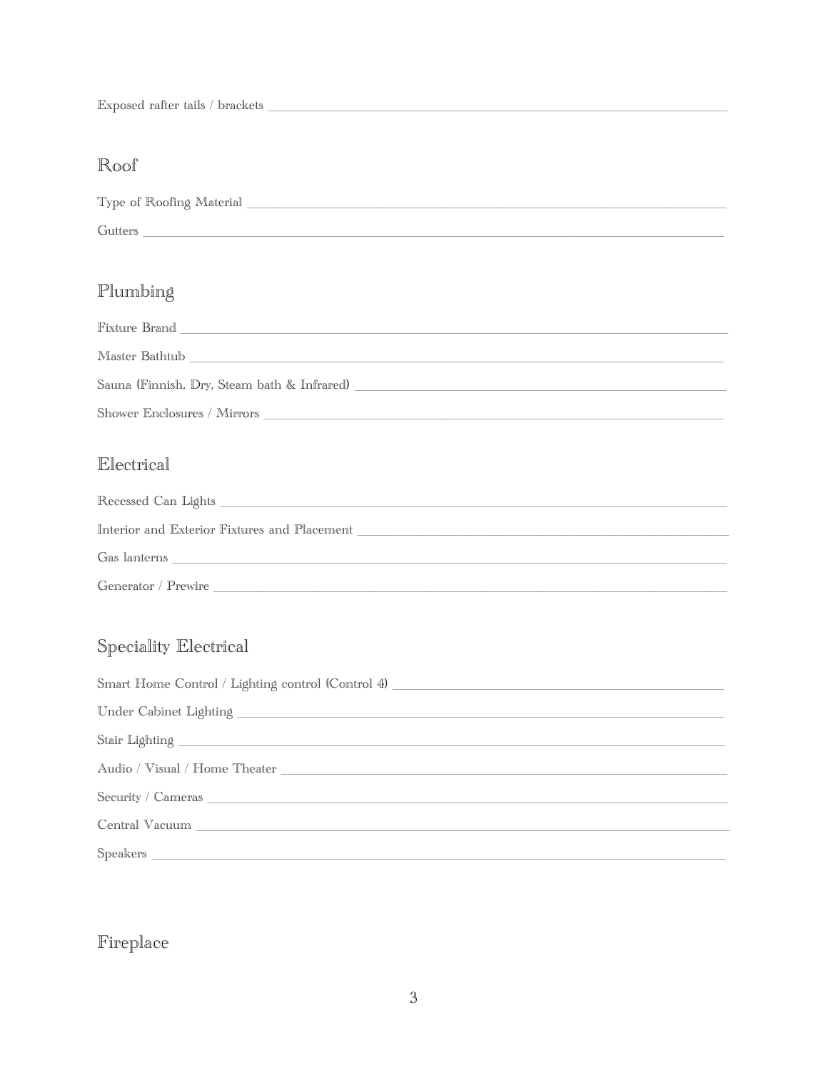Exposed rafter tails / brackets ___________________________________________

## Roof

Type of Roofing Material ___________________________________________

Gutters ___________________________________________

## Plumbing

Fixture Brand ___________________________________________

Master Bathtub ___________________________________________

Sauna (Finnish, Dry, Steam bath & Infrared) ___________________________________________

Shower Enclosures / Mirrors ___________________________________________

## Electrical

Recessed Can Lights ___________________________________________

Interior and Exterior Fixtures and Placement ___________________________________________

Gas lanterns ___________________________________________

Generator / Prewire ___________________________________________

## Speciality Electrical

Smart Home Control / Lighting control (Control 4) ___________________________________________

Under Cabinet Lighting ___________________________________________

Stair Lighting ___________________________________________

Audio / Visual / Home Theater ___________________________________________

Security / Cameras ___________________________________________

Central Vacuum ___________________________________________

Speakers ___________________________________________

## Fireplace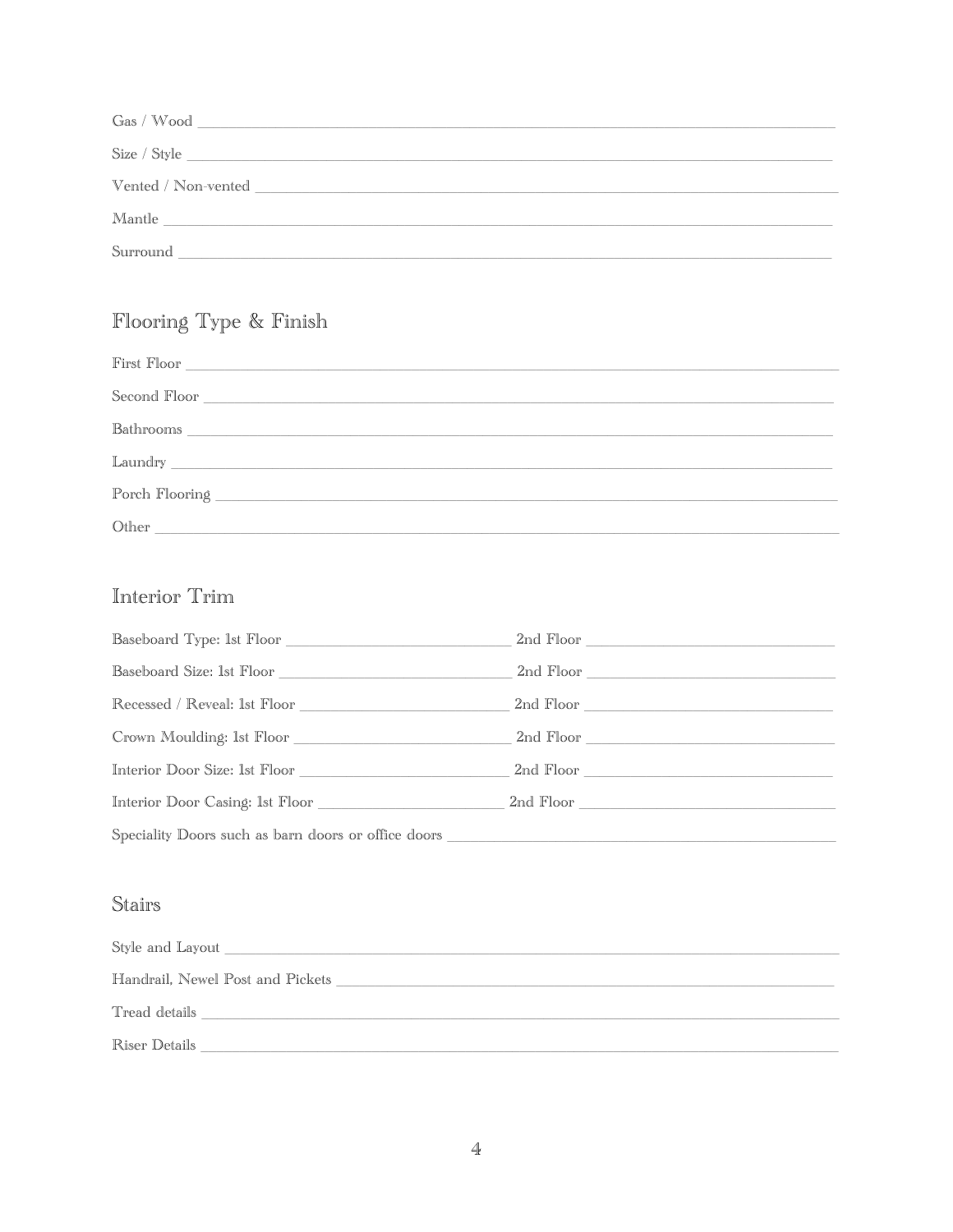Gas / Wood ____________________________________________________________

Size / Style ____________________________________________________________

Vented / Non-vented ____________________________________________________________

Mantle ____________________________________________________________

Surround ____________________________________________________________

## Flooring Type & Finish

First Floor ____________________________________________________________

Second Floor ____________________________________________________________

Bathrooms ____________________________________________________________

Laundry ____________________________________________________________

Porch Flooring ____________________________________________________________

Other ____________________________________________________________

## Interior Trim

Baseboard Type: 1st Floor ______________________ 2nd Floor ______________________

Baseboard Size: 1st Floor ______________________ 2nd Floor ______________________

Recessed / Reveal: 1st Floor ______________________ 2nd Floor ______________________

Crown Moulding: 1st Floor ______________________ 2nd Floor ______________________

Interior Door Size: 1st Floor ______________________ 2nd Floor ______________________

Interior Door Casing: 1st Floor ______________________ 2nd Floor ______________________

Speciality Doors such as barn doors or office doors ______________________________________

## Stairs

Style and Layout ____________________________________________________________

Handrail, Newel Post and Pickets ____________________________________________________________

Tread details ____________________________________________________________

Riser Details ____________________________________________________________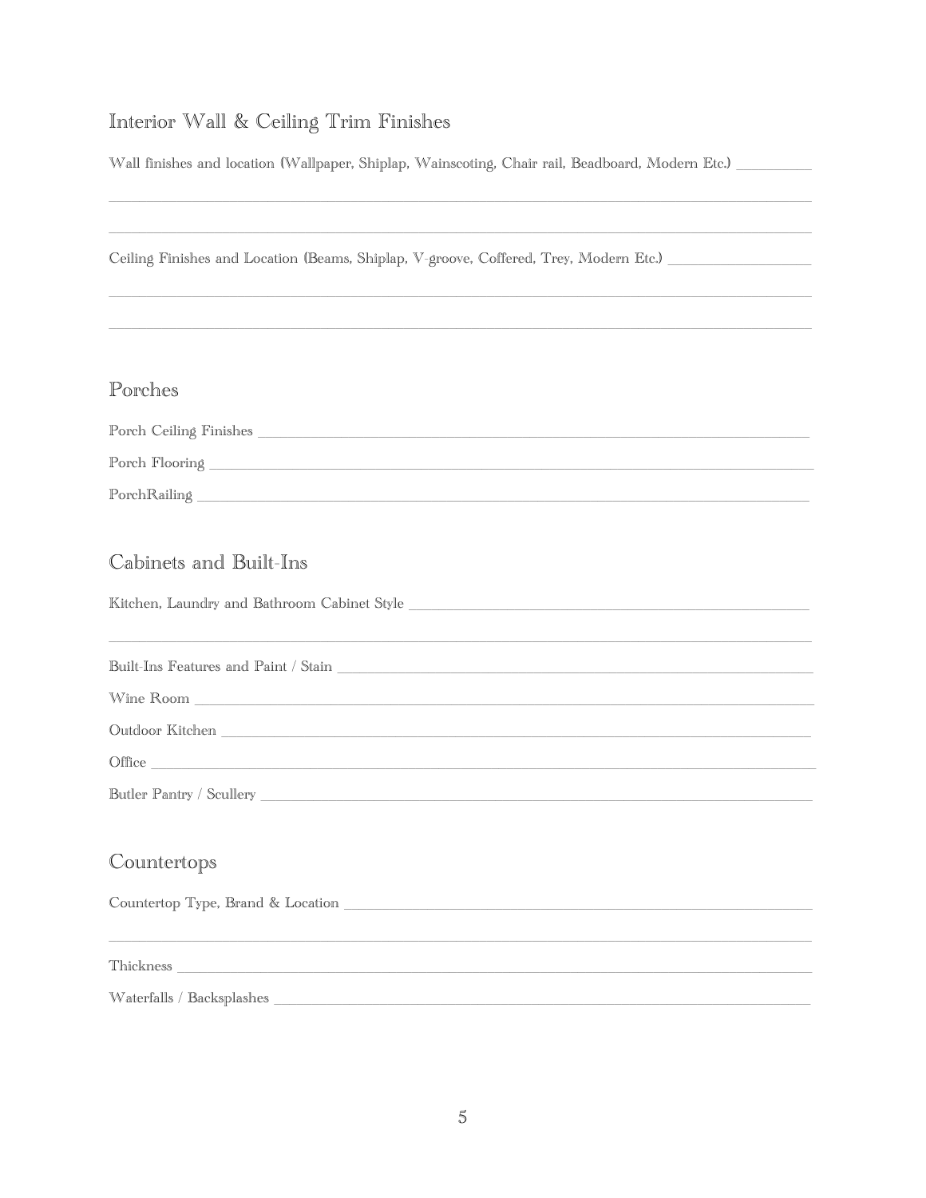## Interior Wall & Ceiling Trim Finishes

Wall finishes and location (Wallpaper, Shiplap, Wainscoting, Chair rail, Beadboard, Modern Etc.) __________

______________________________________________________________________________________

______________________________________________________________________________________

Ceiling Finishes and Location (Beams, Shiplap, V-groove, Coffered, Trey, Modern Etc.) __________________

______________________________________________________________________________________

______________________________________________________________________________________

## Porches

Porch Ceiling Finishes ____________________________________________________________________

Porch Flooring __________________________________________________________________________

PorchRailing ___________________________________________________________________________

## Cabinets and Built-Ins

Kitchen, Laundry and Bathroom Cabinet Style ____________________________________________________

______________________________________________________________________________________

Built-Ins Features and Paint / Stain _______________________________________________________

Wine Room _____________________________________________________________________________

Outdoor Kitchen _________________________________________________________________________

Office __________________________________________________________________________________

Butler Pantry / Scullery ___________________________________________________________________

## Countertops

Countertop Type, Brand & Location _______________________________________________________

______________________________________________________________________________________

Thickness _______________________________________________________________________________

Waterfalls / Backsplashes _________________________________________________________________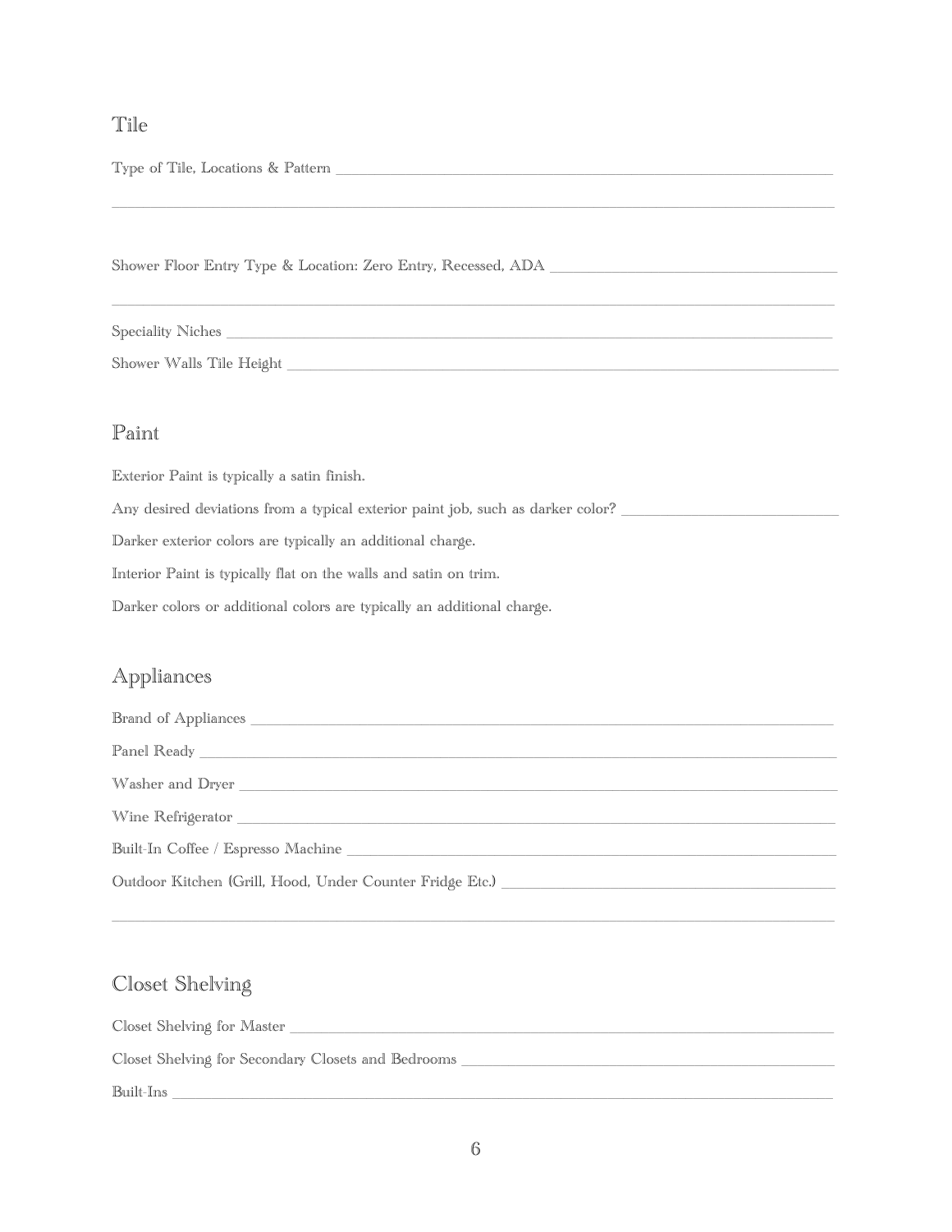## Tile

Type of Tile, Locations & Pattern ______________________________________________

______________________________________________________________________________

Shower Floor Entry Type & Location: Zero Entry, Recessed, ADA ____________________

______________________________________________________________________________

Speciality Niches ____________________________________________________________

Shower Walls Tile Height ______________________________________________________

## Paint

Exterior Paint is typically a satin finish.

Any desired deviations from a typical exterior paint job, such as darker color? ______________

Darker exterior colors are typically an additional charge.

Interior Paint is typically flat on the walls and satin on trim.

Darker colors or additional colors are typically an additional charge.

## Appliances

Brand of Appliances ___________________________________________________________

Panel Ready ___________________________________________________________________

Washer and Dryer ______________________________________________________________

Wine Refrigerator _____________________________________________________________

Built-In Coffee / Espresso Machine _____________________________________________

Outdoor Kitchen (Grill, Hood, Under Counter Fridge Etc.) ____________________________

______________________________________________________________________________

## Closet Shelving

Closet Shelving for Master _____________________________________________________

Closet Shelving for Secondary Closets and Bedrooms _______________________________

Built-Ins _____________________________________________________________________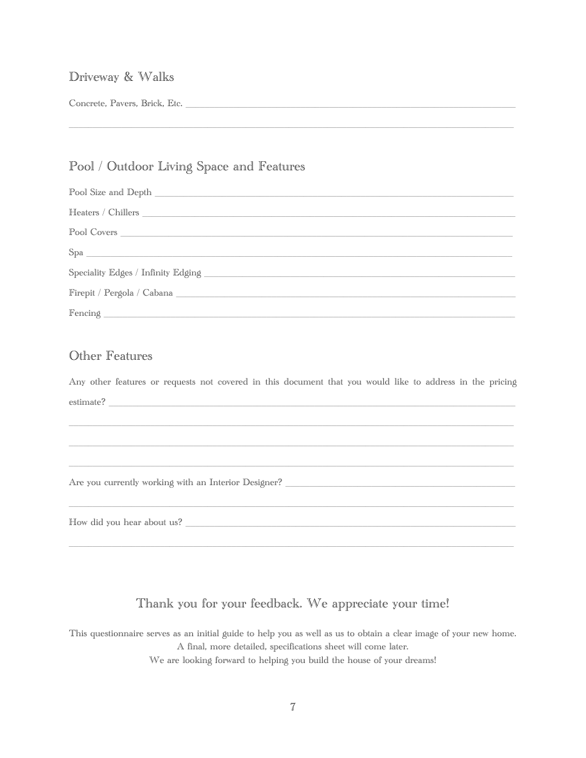## Driveway & Walks

Concrete, Pavers, Brick, Etc. ______________________________________________

______________________________________________________________________

## Pool / Outdoor Living Space and Features

Pool Size and Depth ______________________________________________________

Heaters / Chillers ________________________________________________________

Pool Covers ____________________________________________________________

Spa __________________________________________________________________

Speciality Edges / Infinity Edging _________________________________________

Firepit / Pergola / Cabana _________________________________________________

Fencing _______________________________________________________________

## Other Features

Any other features or requests not covered in this document that you would like to address in the pricing estimate? ______________________________________________________________

______________________________________________________________________

______________________________________________________________________

______________________________________________________________________

Are you currently working with an Interior Designer? ___________________________

______________________________________________________________________

How did you hear about us? _______________________________________________

______________________________________________________________________

### Thank you for your feedback. We appreciate your time!

This questionnaire serves as an initial guide to help you as well as us to obtain a clear image of your new home. A final, more detailed, specifications sheet will come later.
We are looking forward to helping you build the house of your dreams!